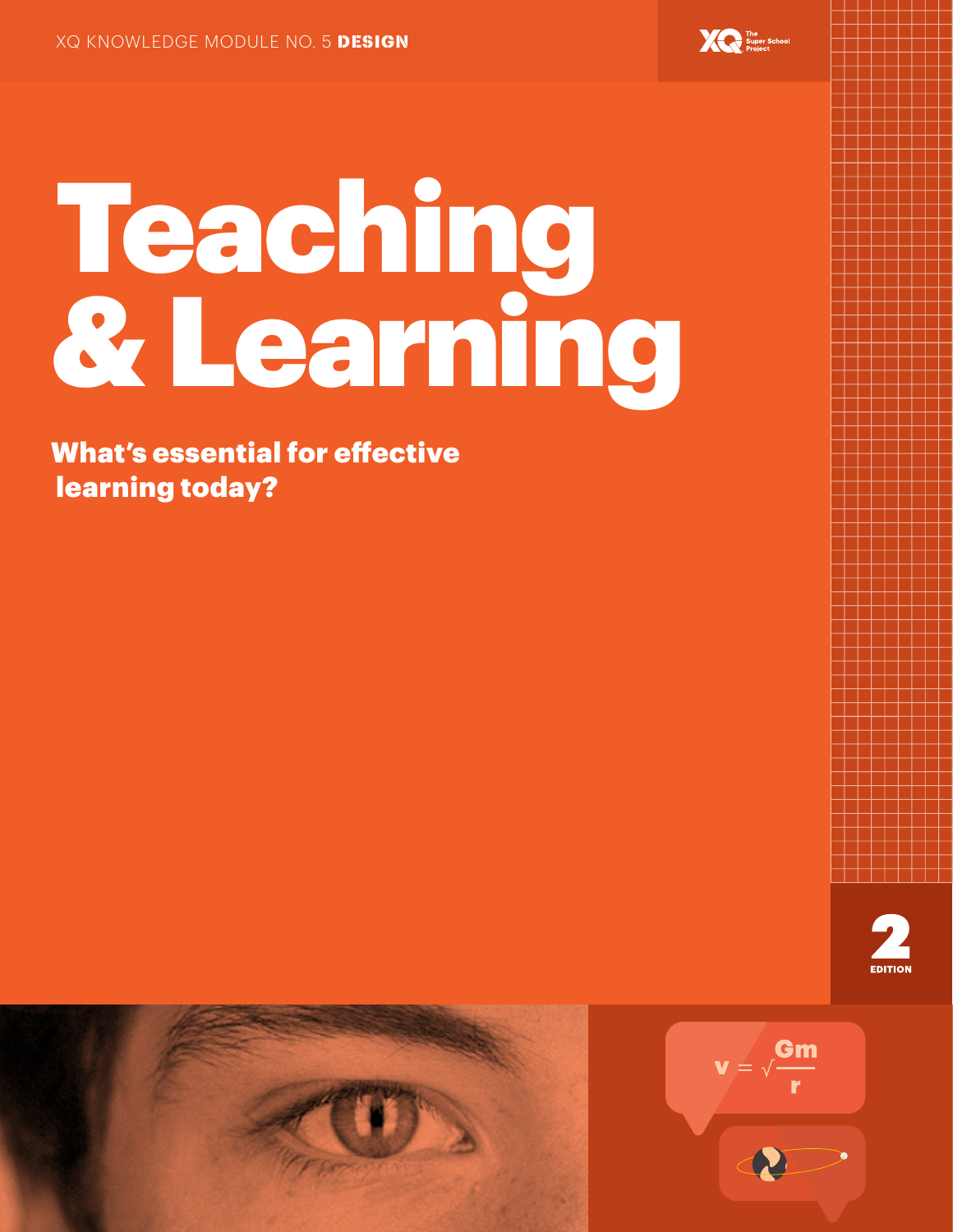XQ KNOWLEDGE MODULE NO. 5 **DESIGN**

# Teaching & Learning

## What's essential for effective learning today?

2 EDITION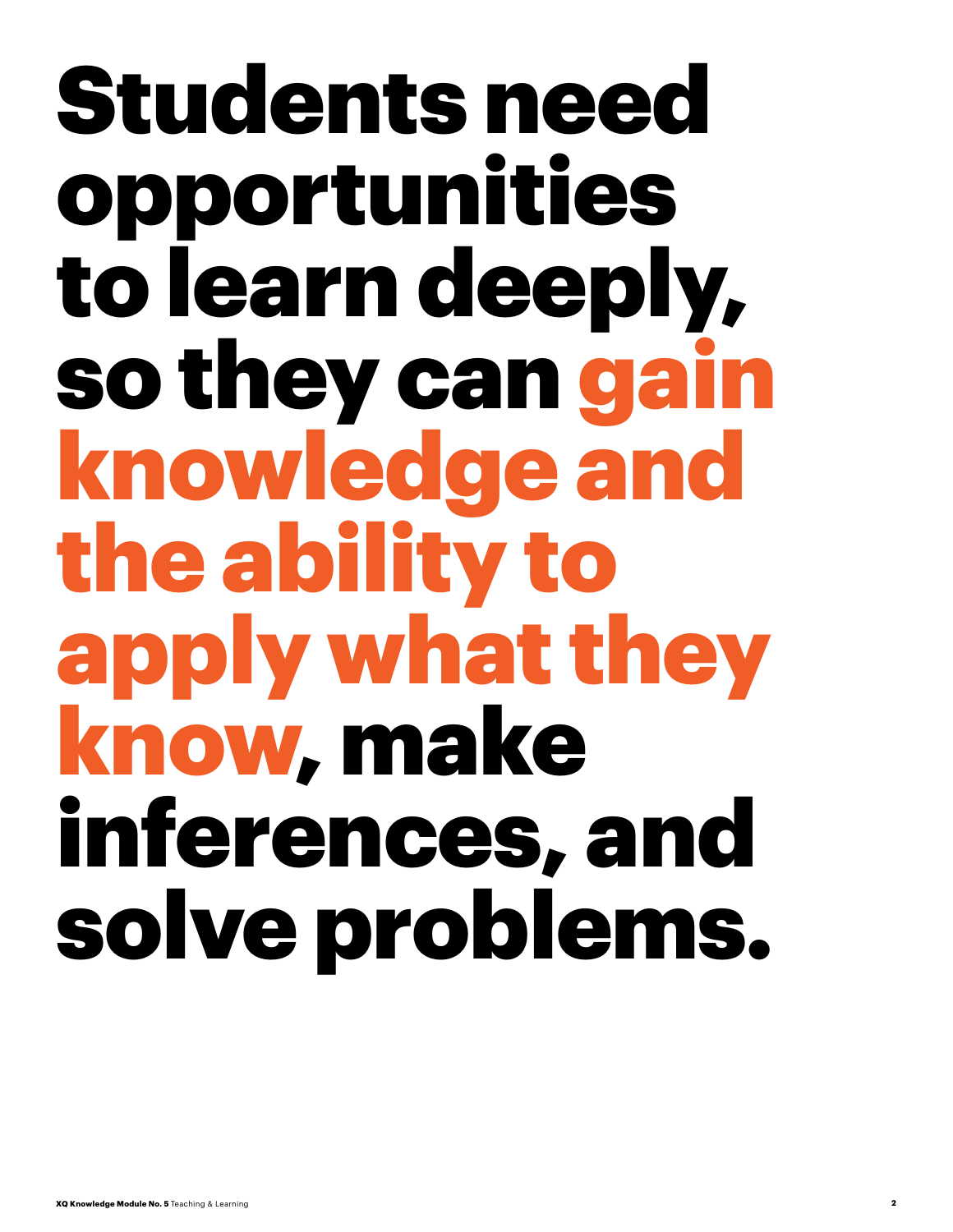# Students need opportunities to learn deeply, so they can gain knowledge and the ability to apply what they know, make inferences, and solve problems.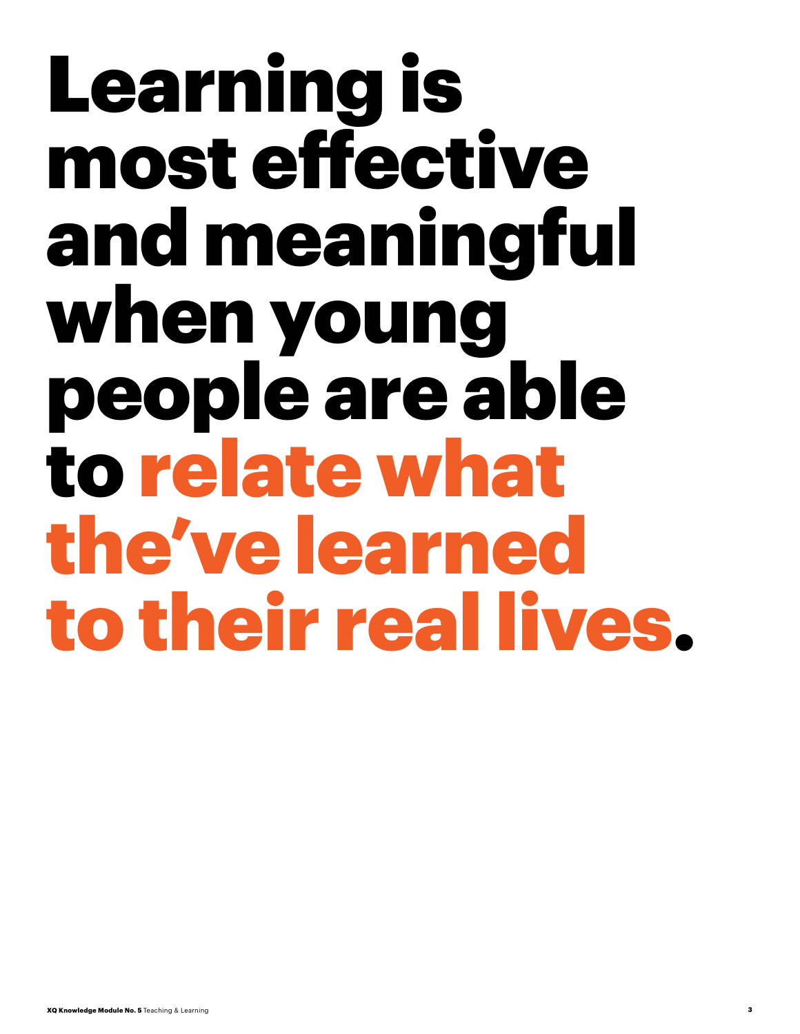# Learning is most effective and meaningful when young people are able to **relate what the've learned to their real lives**.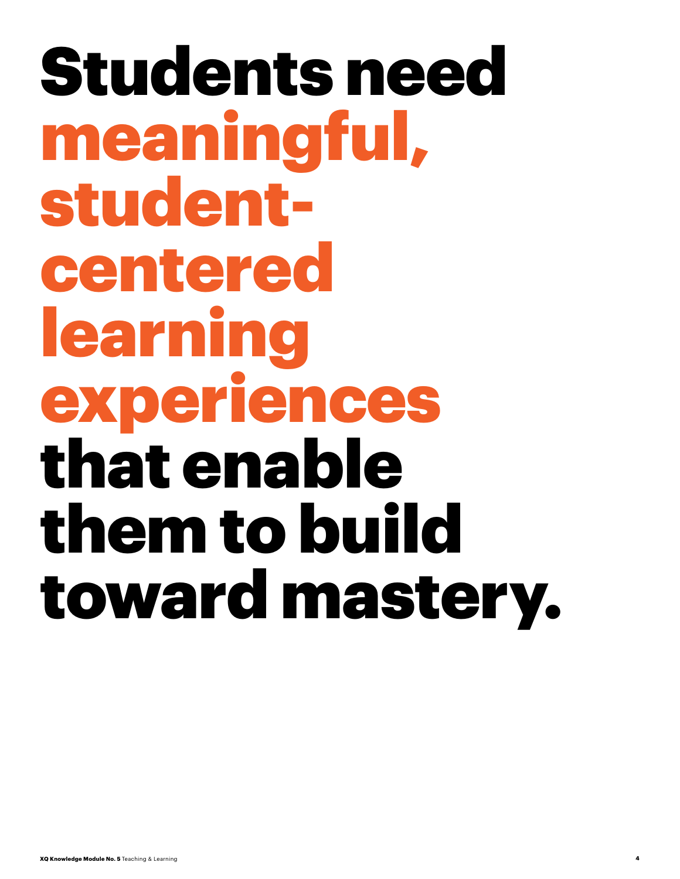# Students need **meaningful, student-centered learning experiences** that enable them to build toward mastery.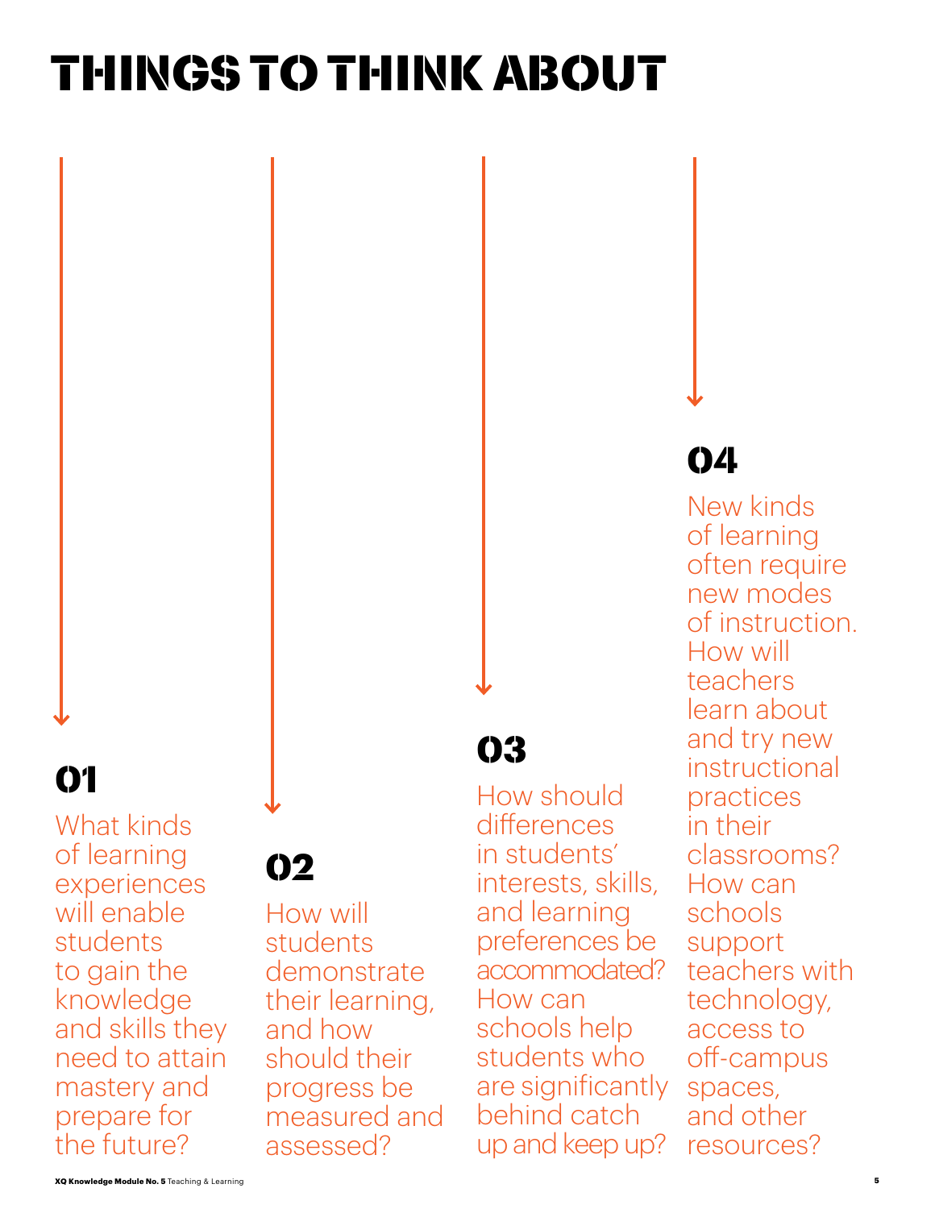# THINGS TO THINK ABOUT

## 01

What kinds of learning experiences will enable students to gain the knowledge and skills they need to attain mastery and prepare for the future?

## 02

How will students demonstrate their learning, and how should their progress be measured and assessed?

## 03

How should differences in students' interests, skills, and learning preferences be accommodated? How can schools help students who are significantly behind catch up and keep up?

## 04

New kinds of learning often require new modes of instruction. How will teachers learn about and try new instructional practices in their classrooms? How can schools support teachers with technology, access to off-campus spaces, and other resources?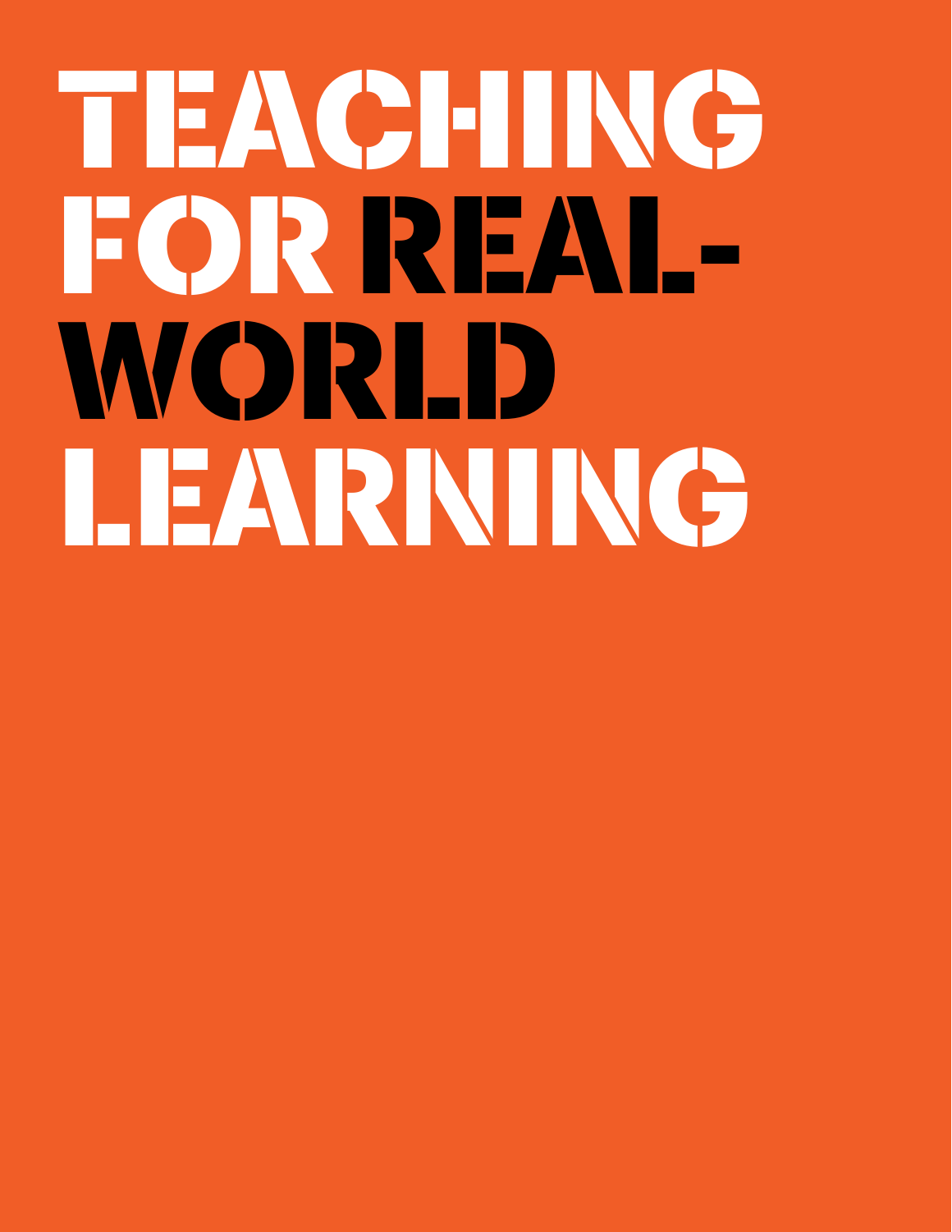# TEACHING FOR REAL-WORLD LEARNING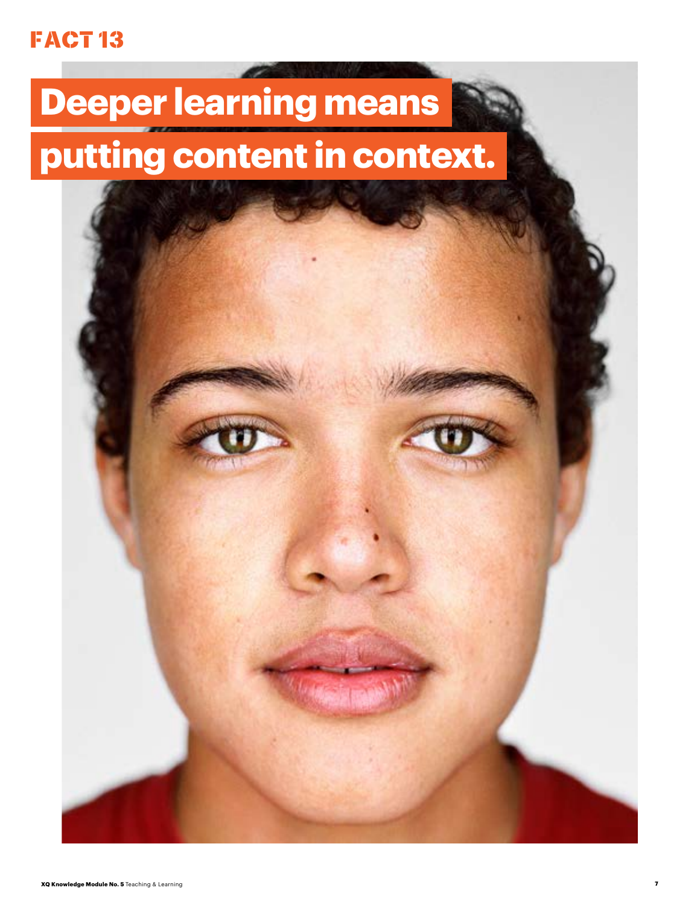FACT 13

# Deeper learning means putting content in context.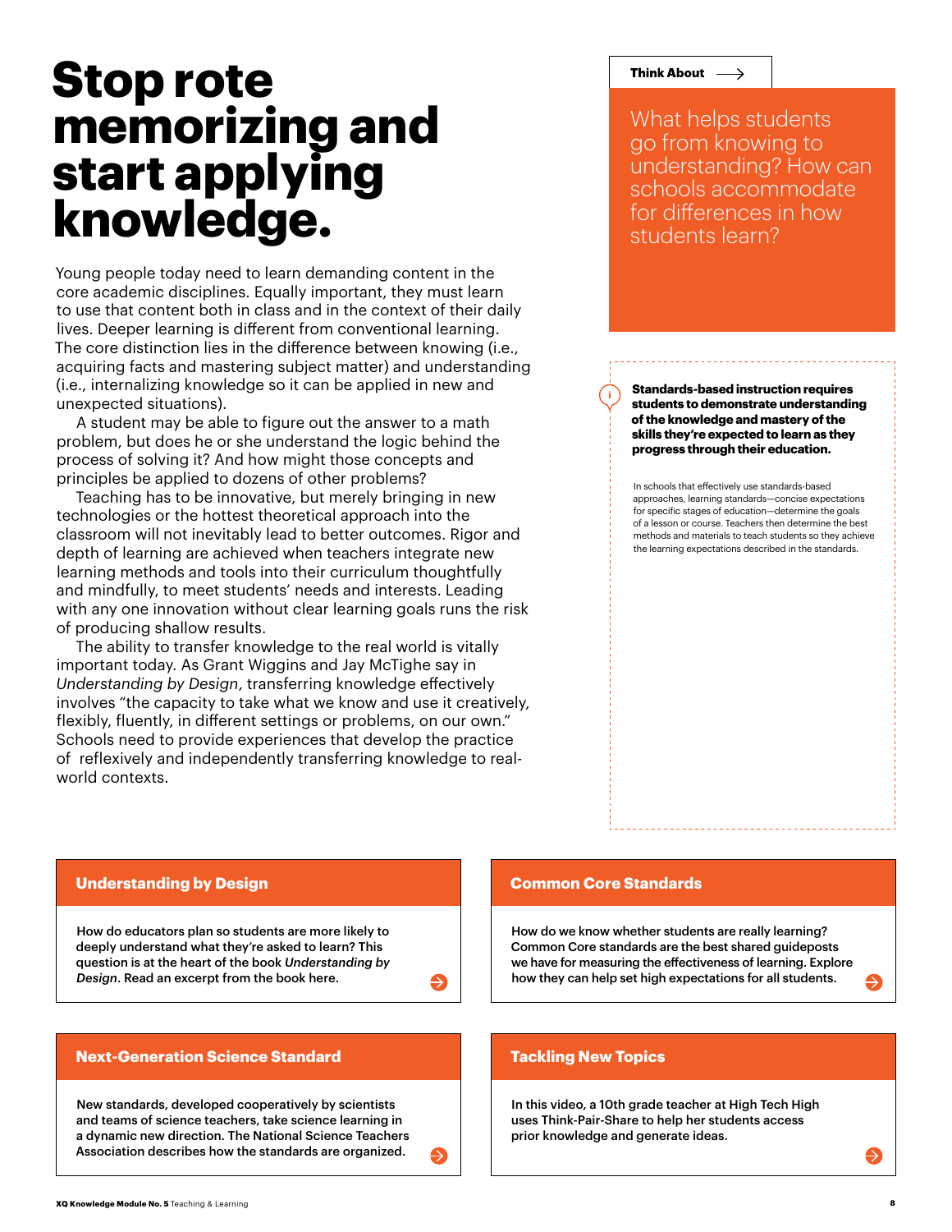# Stop rote memorizing and start applying knowledge.

Young people today need to learn demanding content in the core academic disciplines. Equally important, they must learn to use that content both in class and in the context of their daily lives. Deeper learning is different from conventional learning. The core distinction lies in the difference between knowing (i.e., acquiring facts and mastering subject matter) and understanding (i.e., internalizing knowledge so it can be applied in new and unexpected situations).

A student may be able to figure out the answer to a math problem, but does he or she understand the logic behind the process of solving it? And how might those concepts and principles be applied to dozens of other problems?

Teaching has to be innovative, but merely bringing in new technologies or the hottest theoretical approach into the classroom will not inevitably lead to better outcomes. Rigor and depth of learning are achieved when teachers integrate new learning methods and tools into their curriculum thoughtfully and mindfully, to meet students' needs and interests. Leading with any one innovation without clear learning goals runs the risk of producing shallow results.

The ability to transfer knowledge to the real world is vitally important today. As Grant Wiggins and Jay McTighe say in *Understanding by Design*, transferring knowledge effectively involves "the capacity to take what we know and use it creatively, flexibly, fluently, in different settings or problems, on our own." Schools need to provide experiences that develop the practice of reflexively and independently transferring knowledge to real-world contexts.

**Think About**

What helps students go from knowing to understanding? How can schools accommodate for differences in how students learn?

**Standards-based instruction requires students to demonstrate understanding of the knowledge and mastery of the skills they're expected to learn as they progress through their education.**

In schools that effectively use standards-based approaches, learning standards—concise expectations for specific stages of education—determine the goals of a lesson or course. Teachers then determine the best methods and materials to teach students so they achieve the learning expectations described in the standards.

### Understanding by Design

How do educators plan so students are more likely to deeply understand what they're asked to learn? This question is at the heart of the book *Understanding by Design*. Read an excerpt from the book here.

### Common Core Standards

How do we know whether students are really learning? Common Core standards are the best shared guideposts we have for measuring the effectiveness of learning. Explore how they can help set high expectations for all students.

### Next-Generation Science Standard

New standards, developed cooperatively by scientists and teams of science teachers, take science learning in a dynamic new direction. The National Science Teachers Association describes how the standards are organized.

### Tackling New Topics

In this video, a 10th grade teacher at High Tech High uses Think-Pair-Share to help her students access prior knowledge and generate ideas.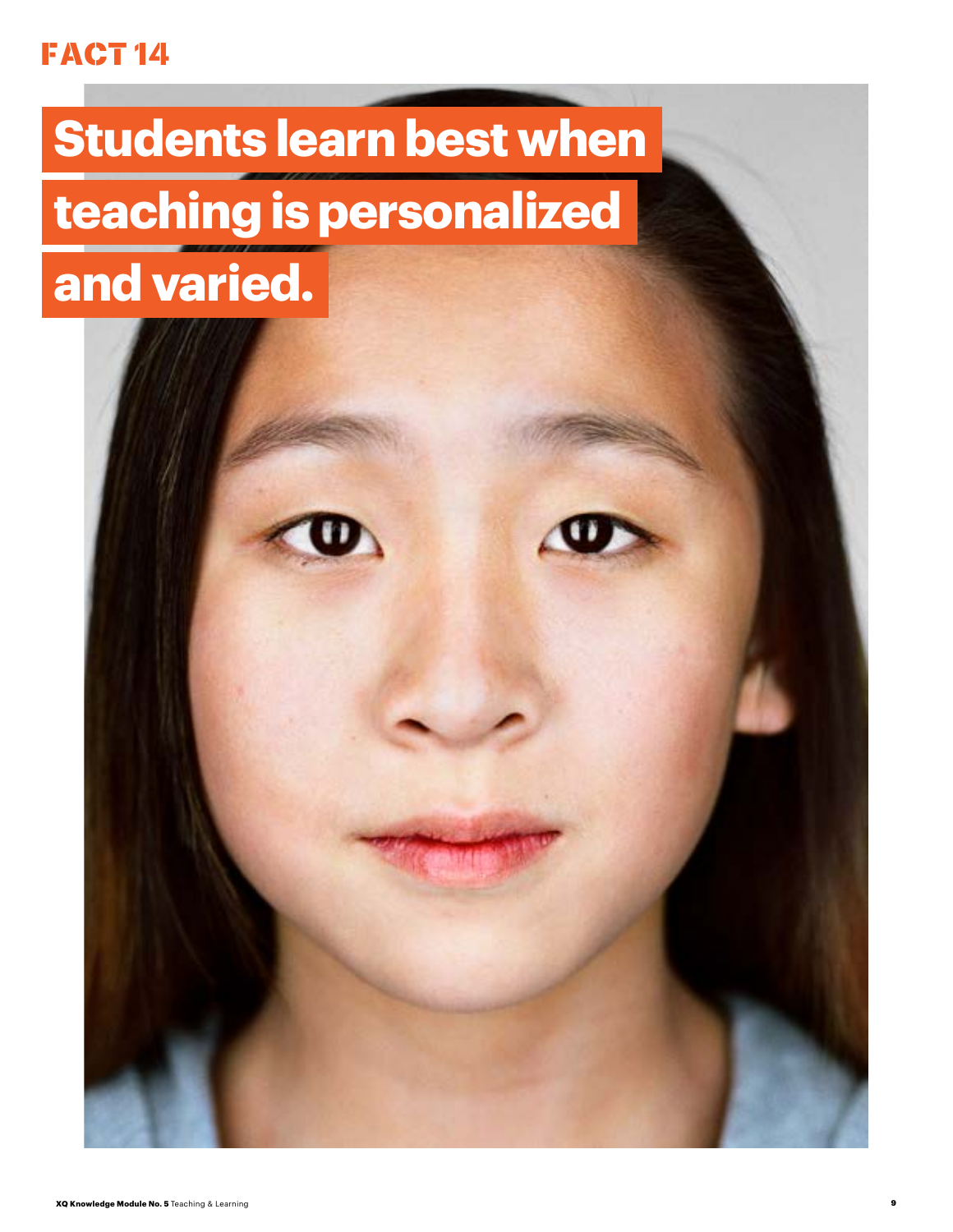FACT 14

# Students learn best when teaching is personalized and varied.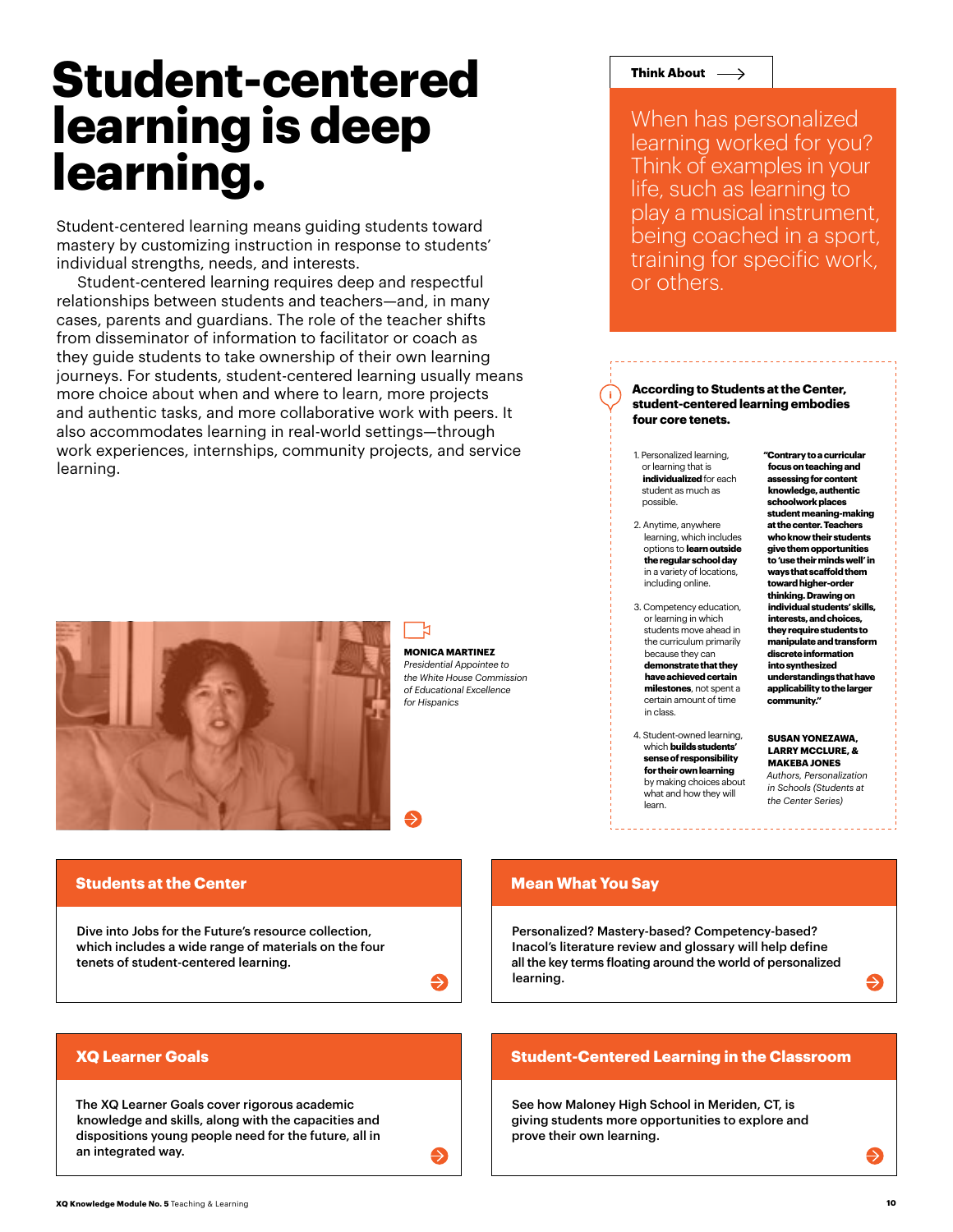# Student-centered learning is deep learning.

Student-centered learning means guiding students toward mastery by customizing instruction in response to students' individual strengths, needs, and interests.

Student-centered learning requires deep and respectful relationships between students and teachers—and, in many cases, parents and guardians. The role of the teacher shifts from disseminator of information to facilitator or coach as they guide students to take ownership of their own learning journeys. For students, student-centered learning usually means more choice about when and where to learn, more projects and authentic tasks, and more collaborative work with peers. It also accommodates learning in real-world settings—through work experiences, internships, community projects, and service learning.

**Think About**

When has personalized learning worked for you? Think of examples in your life, such as learning to play a musical instrument, being coached in a sport, training for specific work, or others.

**MONICA MARTINEZ**
*Presidential Appointee to the White House Commission of Educational Excellence for Hispanics*

**According to Students at the Center, student-centered learning embodies four core tenets.**

1. Personalized learning, or learning that is **individualized** for each student as much as possible.
2. Anytime, anywhere learning, which includes options to **learn outside the regular school day** in a variety of locations, including online.
3. Competency education, or learning in which students move ahead in the curriculum primarily because they can **demonstrate that they have achieved certain milestones**, not spent a certain amount of time in class.
4. Student-owned learning, which **builds students' sense of responsibility for their own learning** by making choices about what and how they will learn.

**"Contrary to a curricular focus on teaching and assessing for content knowledge, authentic schoolwork places student meaning-making at the center. Teachers who know their students give them opportunities to 'use their minds well' in ways that scaffold them toward higher-order thinking. Drawing on individual students' skills, interests, and choices, they require students to manipulate and transform discrete information into synthesized understandings that have applicability to the larger community."**

**SUSAN YONEZAWA, LARRY MCCLURE, & MAKEBA JONES**
*Authors, Personalization in Schools (Students at the Center Series)*

## Students at the Center

Dive into Jobs for the Future's resource collection, which includes a wide range of materials on the four tenets of student-centered learning.

## Mean What You Say

Personalized? Mastery-based? Competency-based? Inacol's literature review and glossary will help define all the key terms floating around the world of personalized learning.

## XQ Learner Goals

The XQ Learner Goals cover rigorous academic knowledge and skills, along with the capacities and dispositions young people need for the future, all in an integrated way.

## Student-Centered Learning in the Classroom

See how Maloney High School in Meriden, CT, is giving students more opportunities to explore and prove their own learning.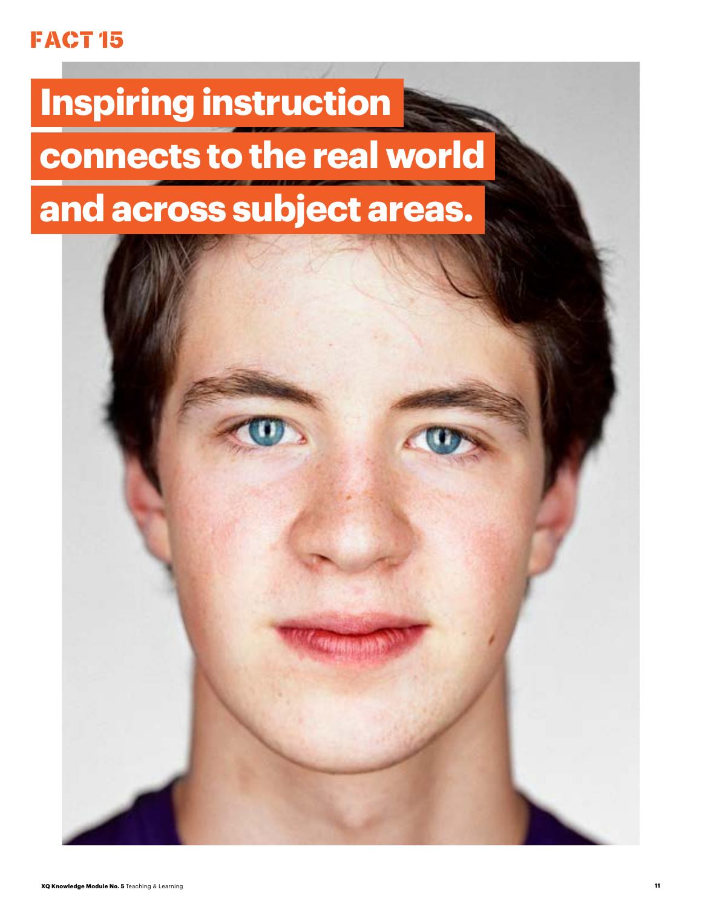FACT 15

# Inspiring instruction connects to the real world and across subject areas.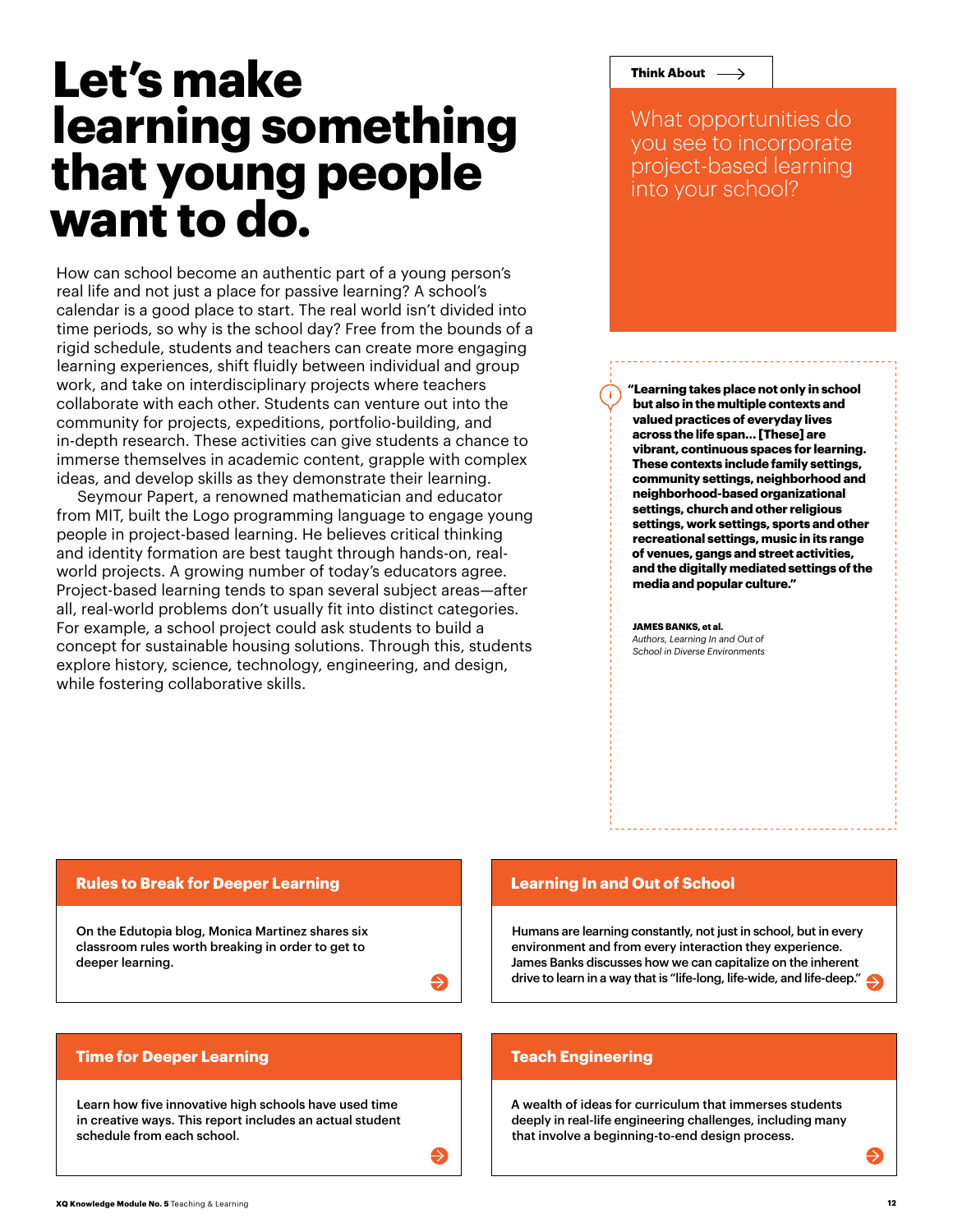# Let's make learning something that young people want to do.

How can school become an authentic part of a young person's real life and not just a place for passive learning? A school's calendar is a good place to start. The real world isn't divided into time periods, so why is the school day? Free from the bounds of a rigid schedule, students and teachers can create more engaging learning experiences, shift fluidly between individual and group work, and take on interdisciplinary projects where teachers collaborate with each other. Students can venture out into the community for projects, expeditions, portfolio-building, and in-depth research. These activities can give students a chance to immerse themselves in academic content, grapple with complex ideas, and develop skills as they demonstrate their learning.

Seymour Papert, a renowned mathematician and educator from MIT, built the Logo programming language to engage young people in project-based learning. He believes critical thinking and identity formation are best taught through hands-on, real-world projects. A growing number of today's educators agree. Project-based learning tends to span several subject areas—after all, real-world problems don't usually fit into distinct categories. For example, a school project could ask students to build a concept for sustainable housing solutions. Through this, students explore history, science, technology, engineering, and design, while fostering collaborative skills.

**Think About**

What opportunities do you see to incorporate project-based learning into your school?

**"Learning takes place not only in school but also in the multiple contexts and valued practices of everyday lives across the life span... [These] are vibrant, continuous spaces for learning. These contexts include family settings, community settings, neighborhood and neighborhood-based organizational settings, church and other religious settings, work settings, sports and other recreational settings, music in its range of venues, gangs and street activities, and the digitally mediated settings of the media and popular culture."**

**JAMES BANKS, et al.**
*Authors, Learning In and Out of School in Diverse Environments*

### Rules to Break for Deeper Learning

On the Edutopia blog, Monica Martinez shares six classroom rules worth breaking in order to get to deeper learning.

### Learning In and Out of School

Humans are learning constantly, not just in school, but in every environment and from every interaction they experience. James Banks discusses how we can capitalize on the inherent drive to learn in a way that is "life-long, life-wide, and life-deep."

### Time for Deeper Learning

Learn how five innovative high schools have used time in creative ways. This report includes an actual student schedule from each school.

### Teach Engineering

A wealth of ideas for curriculum that immerses students deeply in real-life engineering challenges, including many that involve a beginning-to-end design process.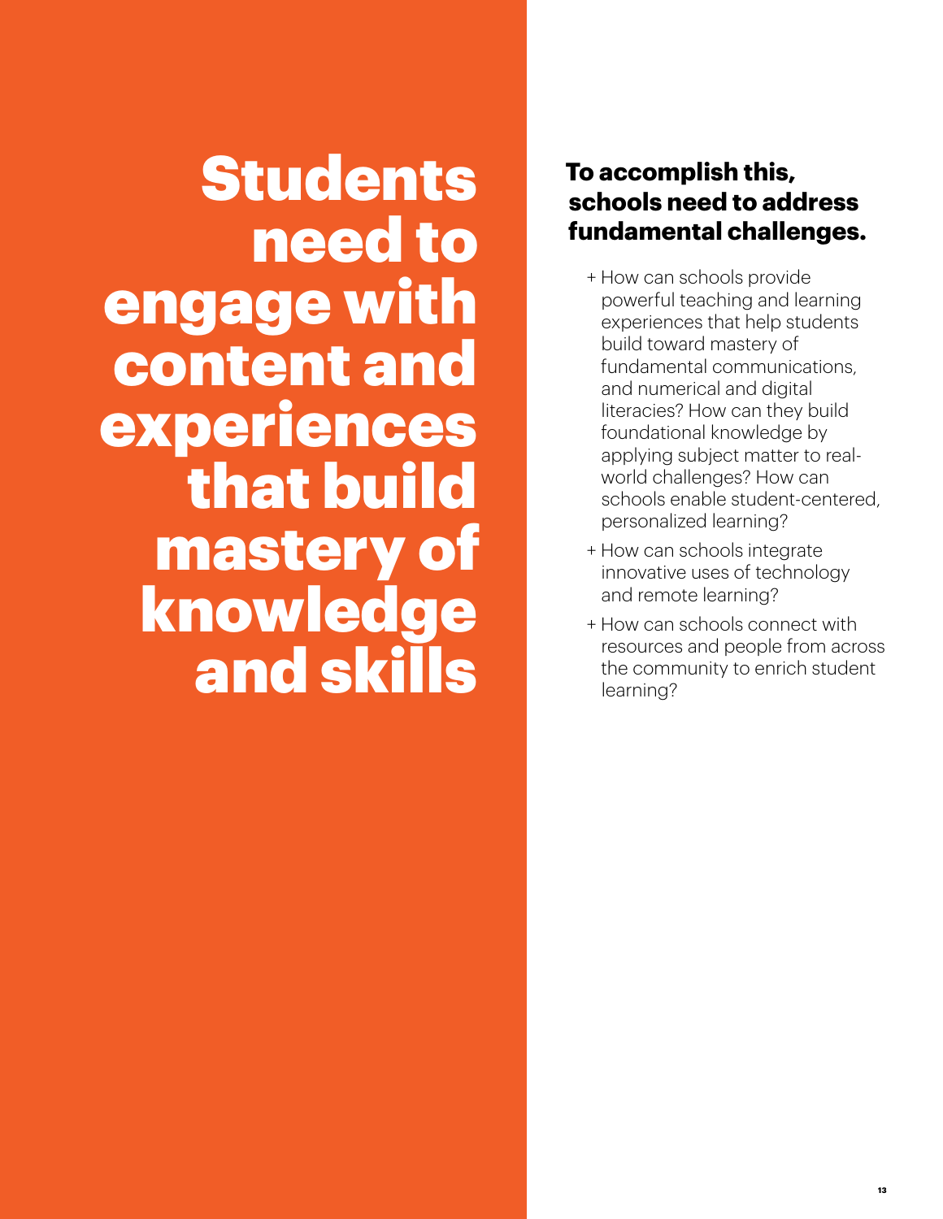# Students need to engage with content and experiences that build mastery of knowledge and skills

**To accomplish this, schools need to address fundamental challenges.**

+ How can schools provide powerful teaching and learning experiences that help students build toward mastery of fundamental communications, and numerical and digital literacies? How can they build foundational knowledge by applying subject matter to real-world challenges? How can schools enable student-centered, personalized learning?
+ How can schools integrate innovative uses of technology and remote learning?
+ How can schools connect with resources and people from across the community to enrich student learning?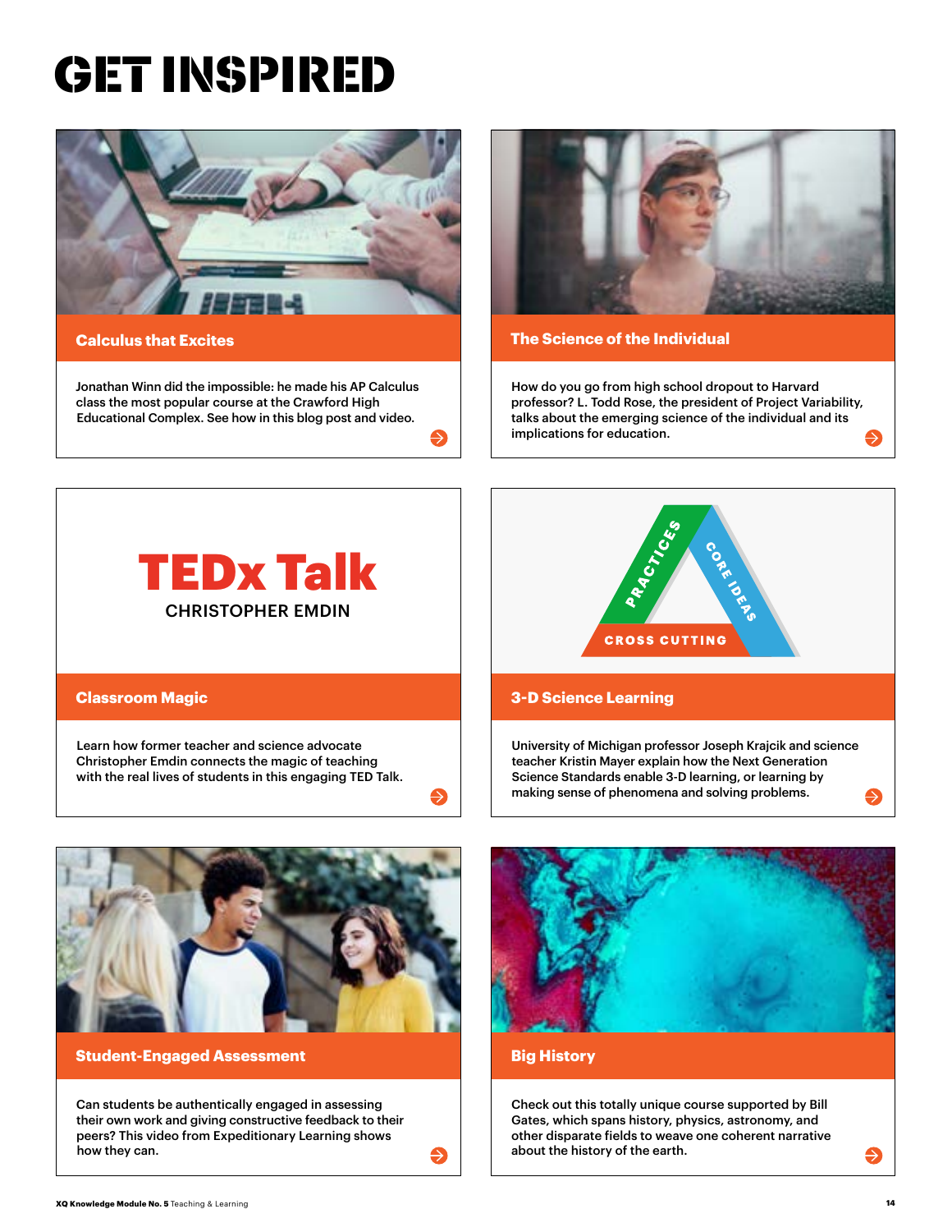# GET INSPIRED

## Calculus that Excites

Jonathan Winn did the impossible: he made his AP Calculus class the most popular course at the Crawford High Educational Complex. See how in this blog post and video.

## The Science of the Individual

How do you go from high school dropout to Harvard professor? L. Todd Rose, the president of Project Variability, talks about the emerging science of the individual and its implications for education.

## Classroom Magic

TEDx Talk
CHRISTOPHER EMDIN

Learn how former teacher and science advocate Christopher Emdin connects the magic of teaching with the real lives of students in this engaging TED Talk.

## 3-D Science Learning

PRACTICES · CORE IDEAS · CROSS CUTTING

University of Michigan professor Joseph Krajcik and science teacher Kristin Mayer explain how the Next Generation Science Standards enable 3-D learning, or learning by making sense of phenomena and solving problems.

## Student-Engaged Assessment

Can students be authentically engaged in assessing their own work and giving constructive feedback to their peers? This video from Expeditionary Learning shows how they can.

## Big History

Check out this totally unique course supported by Bill Gates, which spans history, physics, astronomy, and other disparate fields to weave one coherent narrative about the history of the earth.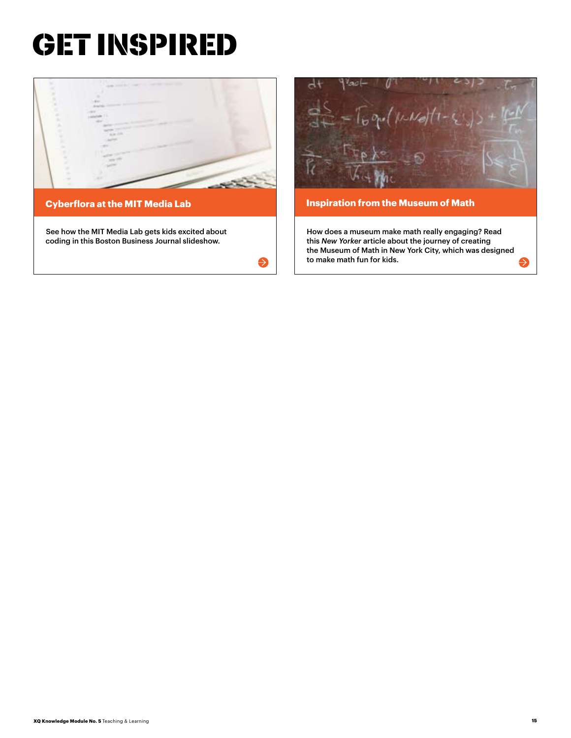# GET INSPIRED

## Cyberflora at the MIT Media Lab

See how the MIT Media Lab gets kids excited about coding in this Boston Business Journal slideshow.

## Inspiration from the Museum of Math

How does a museum make math really engaging? Read this *New Yorker* article about the journey of creating the Museum of Math in New York City, which was designed to make math fun for kids.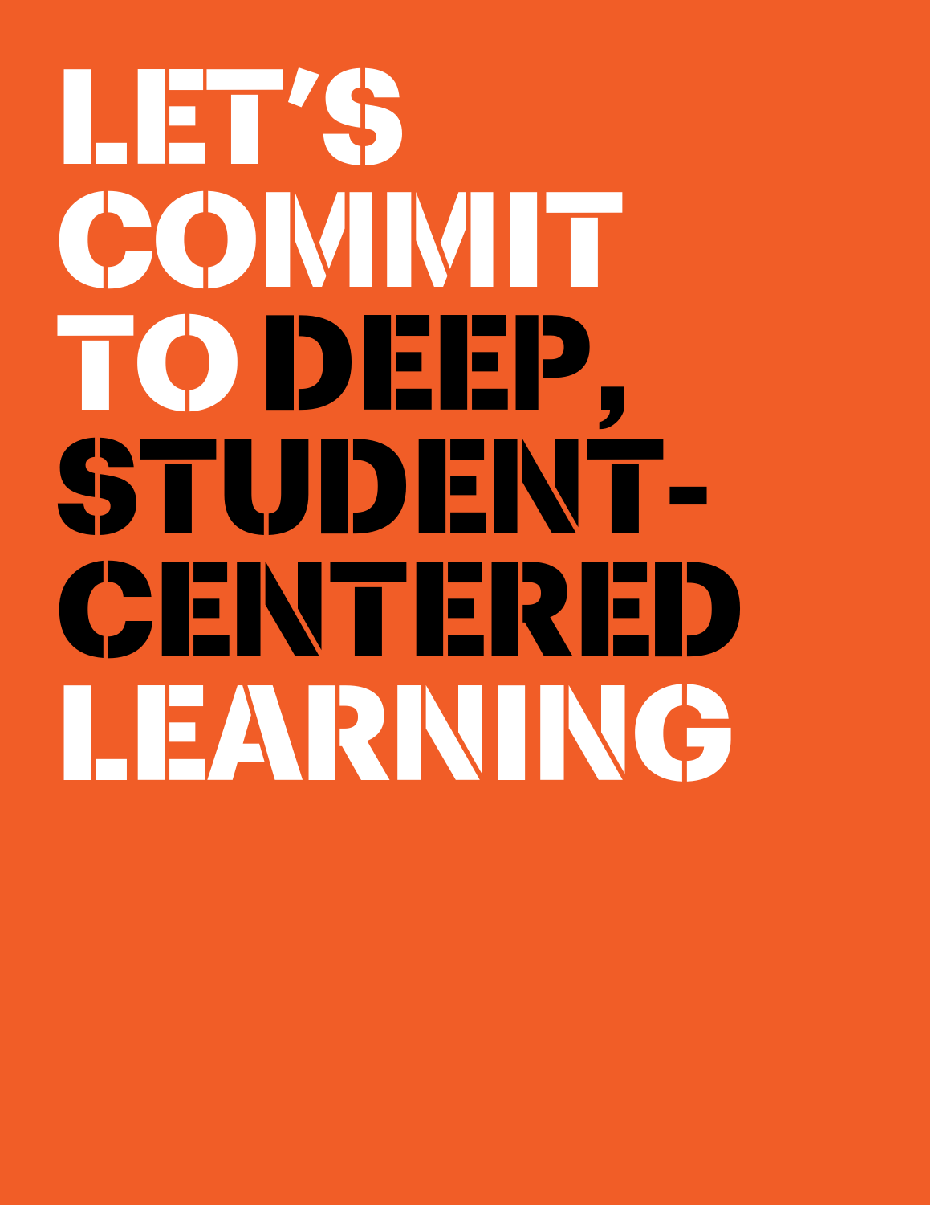# LET'S COMMIT TO DEEP, STUDENT-CENTERED LEARNING